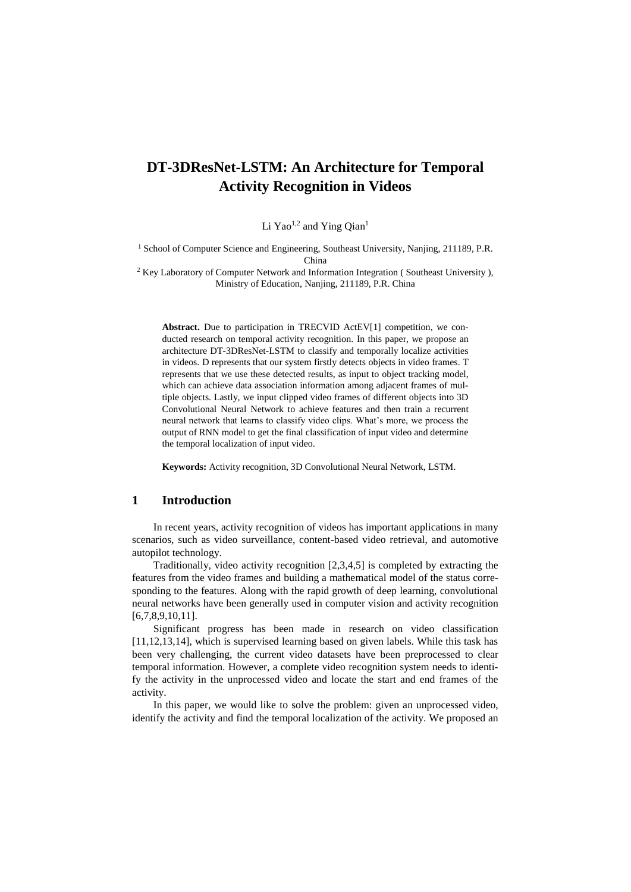# DT-3DResNet-LSTM: An Architecture for Temporal Activity Recognition in Videos

Li Yao[1,2] and Ying Qian[1]

[1] School of Computer Science and Engineering, Southeast University, Nanjing, 211189, P.R. China

[2] Key Laboratory of Computer Network and Information Integration ( Southeast University ), Ministry of Education, Nanjing, 211189, P.R. China

**Abstract.** Due to participation in TRECVID ActEV[1] competition, we conducted research on temporal activity recognition. In this paper, we propose an architecture DT-3DResNet-LSTM to classify and temporally localize activities in videos. D represents that our system firstly detects objects in video frames. T represents that we use these detected results, as input to object tracking model, which can achieve data association information among adjacent frames of multiple objects. Lastly, we input clipped video frames of different objects into 3D Convolutional Neural Network to achieve features and then train a recurrent neural network that learns to classify video clips. What's more, we process the output of RNN model to get the final classification of input video and determine the temporal localization of input video.

**Keywords:** Activity recognition, 3D Convolutional Neural Network, LSTM.

## 1 Introduction

In recent years, activity recognition of videos has important applications in many scenarios, such as video surveillance, content-based video retrieval, and automotive autopilot technology.

Traditionally, video activity recognition [2,3,4,5] is completed by extracting the features from the video frames and building a mathematical model of the status corresponding to the features. Along with the rapid growth of deep learning, convolutional neural networks have been generally used in computer vision and activity recognition [6,7,8,9,10,11].

Significant progress has been made in research on video classification [11,12,13,14], which is supervised learning based on given labels. While this task has been very challenging, the current video datasets have been preprocessed to clear temporal information. However, a complete video recognition system needs to identify the activity in the unprocessed video and locate the start and end frames of the activity.

In this paper, we would like to solve the problem: given an unprocessed video, identify the activity and find the temporal localization of the activity. We proposed an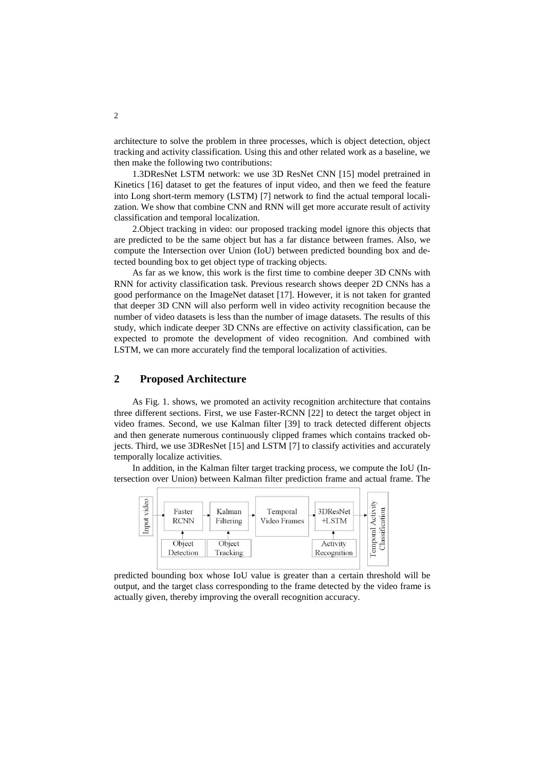architecture to solve the problem in three processes, which is object detection, object tracking and activity classification. Using this and other related work as a baseline, we then make the following two contributions:

1.3DResNet LSTM network: we use 3D ResNet CNN [15] model pretrained in Kinetics [16] dataset to get the features of input video, and then we feed the feature into Long short-term memory (LSTM) [7] network to find the actual temporal localization. We show that combine CNN and RNN will get more accurate result of activity classification and temporal localization.

2.Object tracking in video: our proposed tracking model ignore this objects that are predicted to be the same object but has a far distance between frames. Also, we compute the Intersection over Union (IoU) between predicted bounding box and detected bounding box to get object type of tracking objects.

As far as we know, this work is the first time to combine deeper 3D CNNs with RNN for activity classification task. Previous research shows deeper 2D CNNs has a good performance on the ImageNet dataset [17]. However, it is not taken for granted that deeper 3D CNN will also perform well in video activity recognition because the number of video datasets is less than the number of image datasets. The results of this study, which indicate deeper 3D CNNs are effective on activity classification, can be expected to promote the development of video recognition. And combined with LSTM, we can more accurately find the temporal localization of activities.

## 2 Proposed Architecture

As Fig. 1. shows, we promoted an activity recognition architecture that contains three different sections. First, we use Faster-RCNN [22] to detect the target object in video frames. Second, we use Kalman filter [39] to track detected different objects and then generate numerous continuously clipped frames which contains tracked objects. Third, we use 3DResNet [15] and LSTM [7] to classify activities and accurately temporally localize activities.

In addition, in the Kalman filter target tracking process, we compute the IoU (Intersection over Union) between Kalman filter prediction frame and actual frame. The predicted bounding box whose IoU value is greater than a certain threshold will be output, and the target class corresponding to the frame detected by the video frame is actually given, thereby improving the overall recognition accuracy.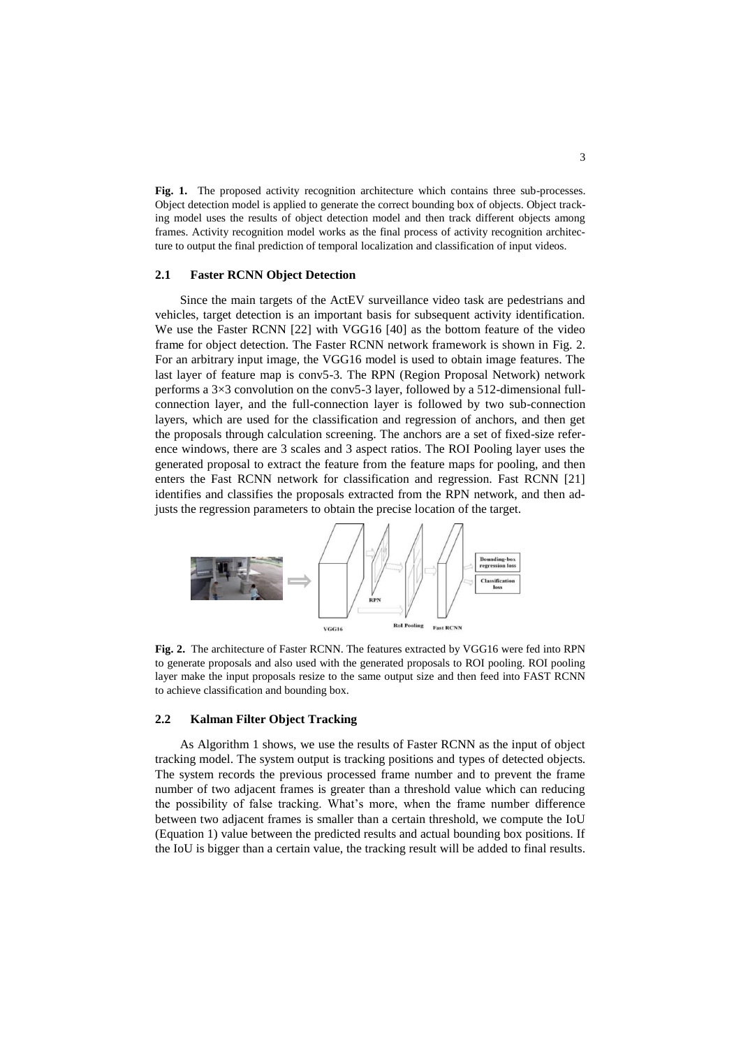**Fig. 1.** The proposed activity recognition architecture which contains three sub-processes. Object detection model is applied to generate the correct bounding box of objects. Object tracking model uses the results of object detection model and then track different objects among frames. Activity recognition model works as the final process of activity recognition architecture to output the final prediction of temporal localization and classification of input videos.

### 2.1 Faster RCNN Object Detection

Since the main targets of the ActEV surveillance video task are pedestrians and vehicles, target detection is an important basis for subsequent activity identification. We use the Faster RCNN [22] with VGG16 [40] as the bottom feature of the video frame for object detection. The Faster RCNN network framework is shown in Fig. 2. For an arbitrary input image, the VGG16 model is used to obtain image features. The last layer of feature map is conv5-3. The RPN (Region Proposal Network) network performs a 3×3 convolution on the conv5-3 layer, followed by a 512-dimensional full-connection layer, and the full-connection layer is followed by two sub-connection layers, which are used for the classification and regression of anchors, and then get the proposals through calculation screening. The anchors are a set of fixed-size reference windows, there are 3 scales and 3 aspect ratios. The ROI Pooling layer uses the generated proposal to extract the feature from the feature maps for pooling, and then enters the Fast RCNN network for classification and regression. Fast RCNN [21] identifies and classifies the proposals extracted from the RPN network, and then adjusts the regression parameters to obtain the precise location of the target.

**Fig. 2.** The architecture of Faster RCNN. The features extracted by VGG16 were fed into RPN to generate proposals and also used with the generated proposals to ROI pooling. ROI pooling layer make the input proposals resize to the same output size and then feed into FAST RCNN to achieve classification and bounding box.

### 2.2 Kalman Filter Object Tracking

As Algorithm 1 shows, we use the results of Faster RCNN as the input of object tracking model. The system output is tracking positions and types of detected objects. The system records the previous processed frame number and to prevent the frame number of two adjacent frames is greater than a threshold value which can reducing the possibility of false tracking. What's more, when the frame number difference between two adjacent frames is smaller than a certain threshold, we compute the IoU (Equation 1) value between the predicted results and actual bounding box positions. If the IoU is bigger than a certain value, the tracking result will be added to final results.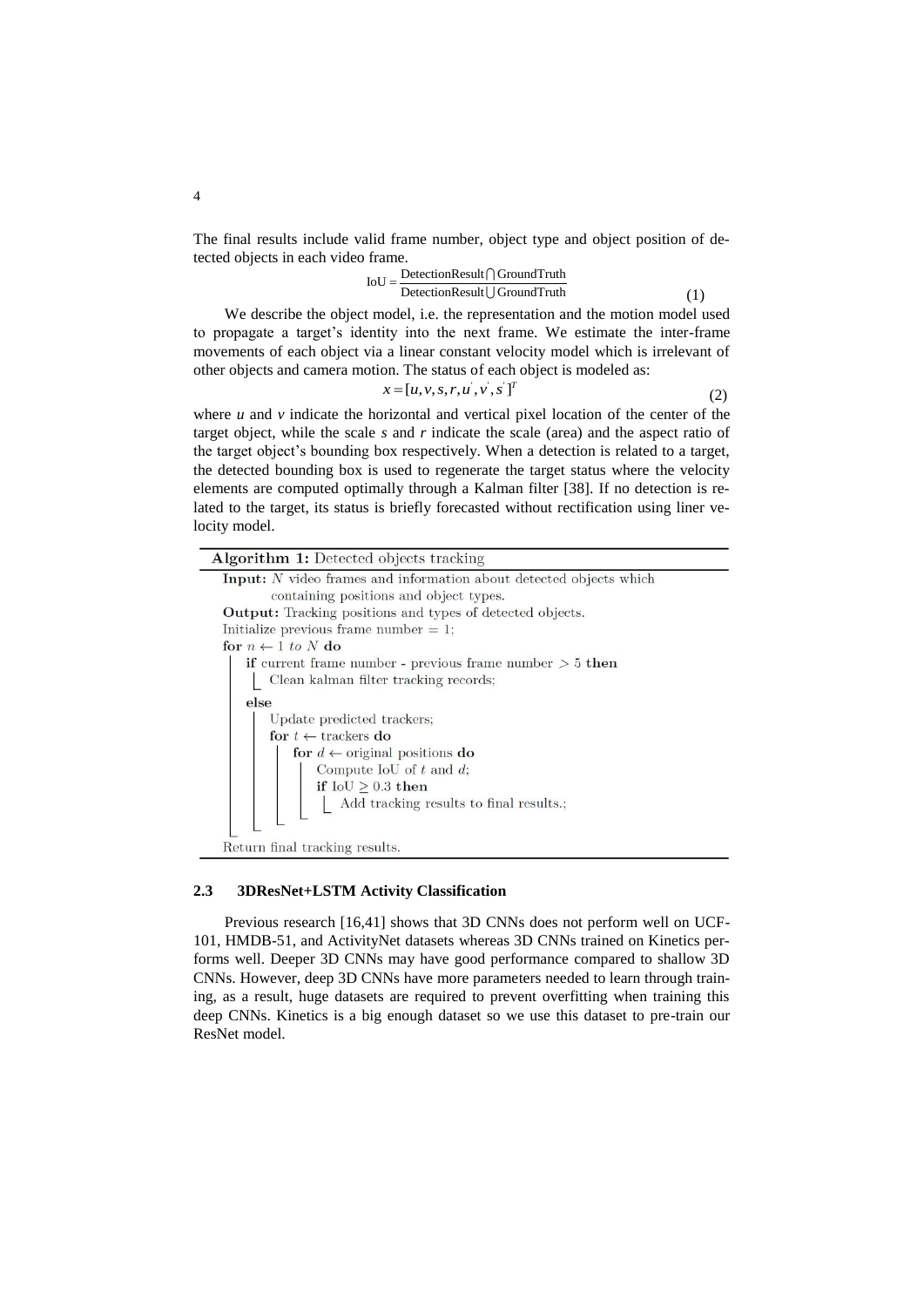The final results include valid frame number, object type and object position of detected objects in each video frame.

$$\text{IoU} = \frac{\text{DetectionResult} \cap \text{GroundTruth}}{\text{DetectionResult} \cup \text{GroundTruth}} \tag{1}$$

We describe the object model, i.e. the representation and the motion model used to propagate a target's identity into the next frame. We estimate the inter-frame movements of each object via a linear constant velocity model which is irrelevant of other objects and camera motion. The status of each object is modeled as:

$$x = [u, v, s, r, u', v', s']^T \tag{2}$$

where $u$ and $v$ indicate the horizontal and vertical pixel location of the center of the target object, while the scale $s$ and $r$ indicate the scale (area) and the aspect ratio of the target object's bounding box respectively. When a detection is related to a target, the detected bounding box is used to regenerate the target status where the velocity elements are computed optimally through a Kalman filter [38]. If no detection is related to the target, its status is briefly forecasted without rectification using liner velocity model.

```
Algorithm 1: Detected objects tracking
Input: N video frames and information about detected objects which
       containing positions and object types.
Output: Tracking positions and types of detected objects.
Initialize previous frame number = 1;
for n ← 1 to N do
    if current frame number - previous frame number > 5 then
        Clean kalman filter tracking records;
    else
        Update predicted trackers;
        for t ← trackers do
            for d ← original positions do
                Compute IoU of t and d;
                if IoU ≥ 0.3 then
                    Add tracking results to final results.;
Return final tracking results.
```

### 2.3 3DResNet+LSTM Activity Classification

Previous research [16,41] shows that 3D CNNs does not perform well on UCF-101, HMDB-51, and ActivityNet datasets whereas 3D CNNs trained on Kinetics performs well. Deeper 3D CNNs may have good performance compared to shallow 3D CNNs. However, deep 3D CNNs have more parameters needed to learn through training, as a result, huge datasets are required to prevent overfitting when training this deep CNNs. Kinetics is a big enough dataset so we use this dataset to pre-train our ResNet model.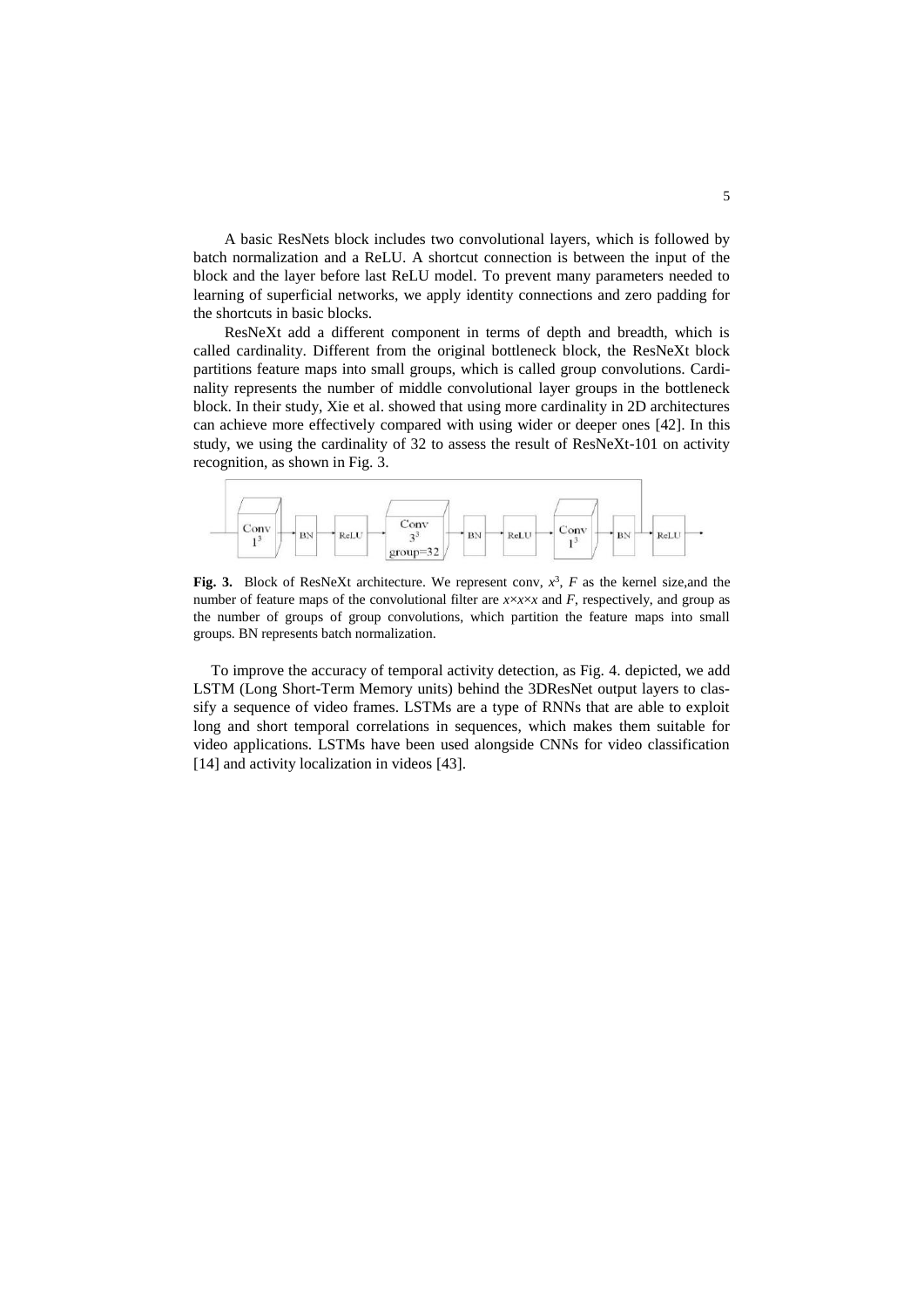A basic ResNets block includes two convolutional layers, which is followed by batch normalization and a ReLU. A shortcut connection is between the input of the block and the layer before last ReLU model. To prevent many parameters needed to learning of superficial networks, we apply identity connections and zero padding for the shortcuts in basic blocks.

ResNeXt add a different component in terms of depth and breadth, which is called cardinality. Different from the original bottleneck block, the ResNeXt block partitions feature maps into small groups, which is called group convolutions. Cardinality represents the number of middle convolutional layer groups in the bottleneck block. In their study, Xie et al. showed that using more cardinality in 2D architectures can achieve more effectively compared with using wider or deeper ones [42]. In this study, we using the cardinality of 32 to assess the result of ResNeXt-101 on activity recognition, as shown in Fig. 3.

**Fig. 3.** Block of ResNeXt architecture. We represent conv, $x^3$, $F$ as the kernel size,and the number of feature maps of the convolutional filter are $x \times x \times x$ and $F$, respectively, and group as the number of groups of group convolutions, which partition the feature maps into small groups. BN represents batch normalization.

To improve the accuracy of temporal activity detection, as Fig. 4. depicted, we add LSTM (Long Short-Term Memory units) behind the 3DResNet output layers to classify a sequence of video frames. LSTMs are a type of RNNs that are able to exploit long and short temporal correlations in sequences, which makes them suitable for video applications. LSTMs have been used alongside CNNs for video classification [14] and activity localization in videos [43].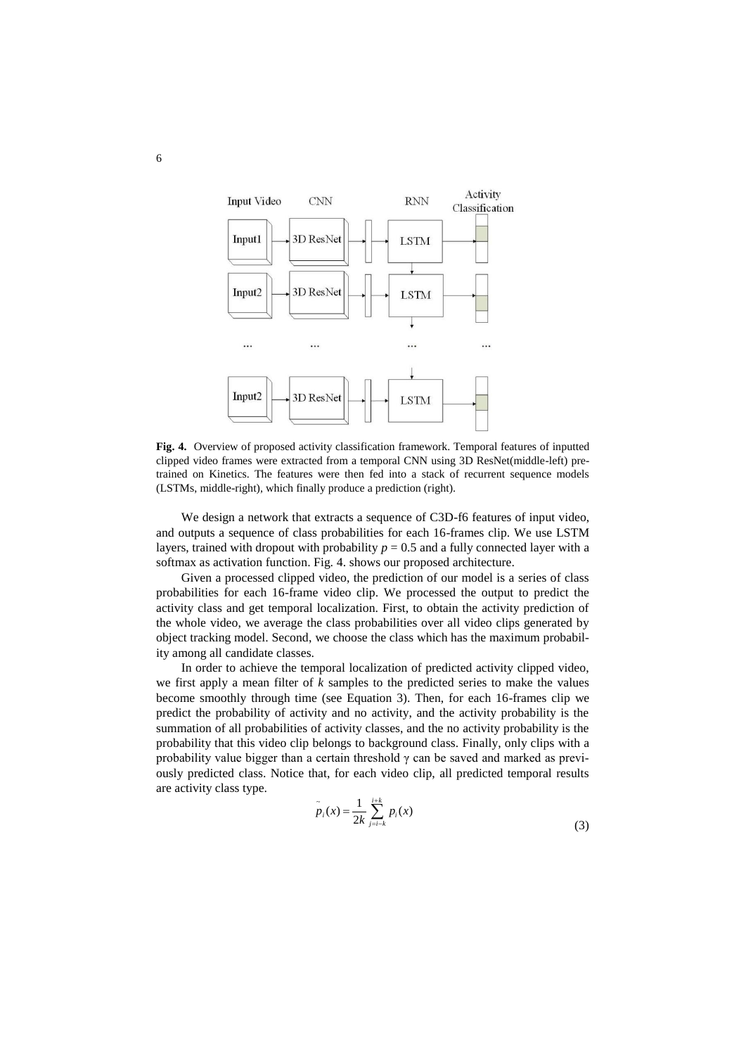**Fig. 4.** Overview of proposed activity classification framework. Temporal features of inputted clipped video frames were extracted from a temporal CNN using 3D ResNet(middle-left) pre-trained on Kinetics. The features were then fed into a stack of recurrent sequence models (LSTMs, middle-right), which finally produce a prediction (right).

We design a network that extracts a sequence of C3D-f6 features of input video, and outputs a sequence of class probabilities for each 16-frames clip. We use LSTM layers, trained with dropout with probability $p = 0.5$ and a fully connected layer with a softmax as activation function. Fig. 4. shows our proposed architecture.

Given a processed clipped video, the prediction of our model is a series of class probabilities for each 16-frame video clip. We processed the output to predict the activity class and get temporal localization. First, to obtain the activity prediction of the whole video, we average the class probabilities over all video clips generated by object tracking model. Second, we choose the class which has the maximum probability among all candidate classes.

In order to achieve the temporal localization of predicted activity clipped video, we first apply a mean filter of $k$ samples to the predicted series to make the values become smoothly through time (see Equation 3). Then, for each 16-frames clip we predict the probability of activity and no activity, and the activity probability is the summation of all probabilities of activity classes, and the no activity probability is the probability that this video clip belongs to background class. Finally, only clips with a probability value bigger than a certain threshold $\gamma$ can be saved and marked as previously predicted class. Notice that, for each video clip, all predicted temporal results are activity class type.

$$\tilde{p}_i(x) = \frac{1}{2k} \sum_{j=i-k}^{i+k} p_i(x) \tag{3}$$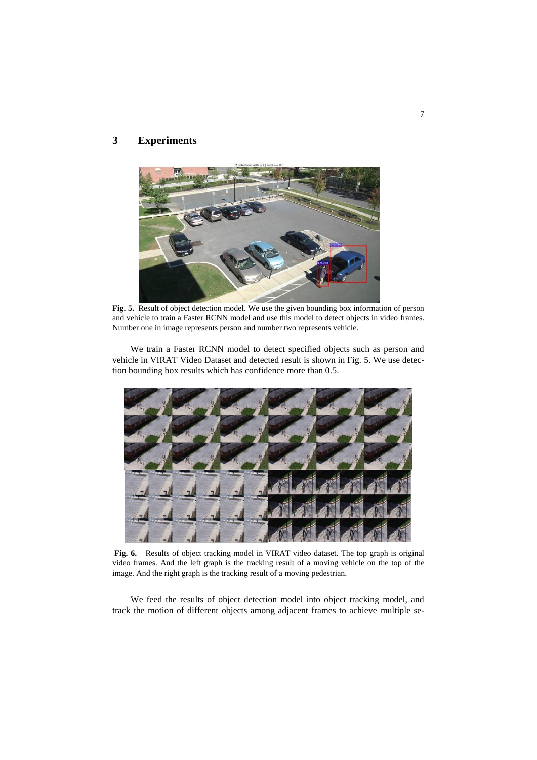## 3 Experiments

**Fig. 5.** Result of object detection model. We use the given bounding box information of person and vehicle to train a Faster RCNN model and use this model to detect objects in video frames. Number one in image represents person and number two represents vehicle.

We train a Faster RCNN model to detect specified objects such as person and vehicle in VIRAT Video Dataset and detected result is shown in Fig. 5. We use detection bounding box results which has confidence more than 0.5.

**Fig. 6.** Results of object tracking model in VIRAT video dataset. The top graph is original video frames. And the left graph is the tracking result of a moving vehicle on the top of the image. And the right graph is the tracking result of a moving pedestrian.

We feed the results of object detection model into object tracking model, and track the motion of different objects among adjacent frames to achieve multiple se-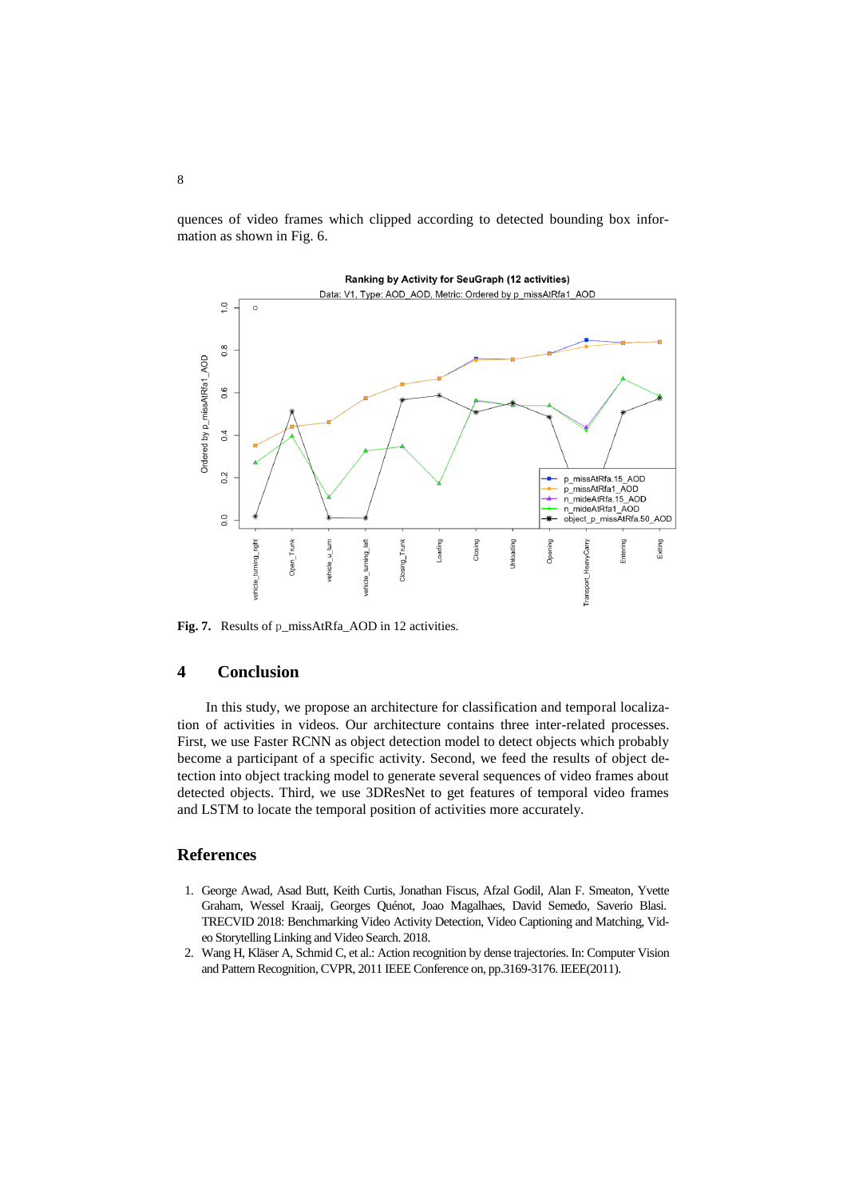quences of video frames which clipped according to detected bounding box information as shown in Fig. 6.

**Fig. 7.** Results of p_missAtRfa_AOD in 12 activities.

## 4 Conclusion

In this study, we propose an architecture for classification and temporal localization of activities in videos. Our architecture contains three inter-related processes. First, we use Faster RCNN as object detection model to detect objects which probably become a participant of a specific activity. Second, we feed the results of object detection into object tracking model to generate several sequences of video frames about detected objects. Third, we use 3DResNet to get features of temporal video frames and LSTM to locate the temporal position of activities more accurately.

## References

1. George Awad, Asad Butt, Keith Curtis, Jonathan Fiscus, Afzal Godil, Alan F. Smeaton, Yvette Graham, Wessel Kraaij, Georges Quénot, Joao Magalhaes, David Semedo, Saverio Blasi. TRECVID 2018: Benchmarking Video Activity Detection, Video Captioning and Matching, Video Storytelling Linking and Video Search. 2018.
2. Wang H, Kläser A, Schmid C, et al.: Action recognition by dense trajectories. In: Computer Vision and Pattern Recognition, CVPR, 2011 IEEE Conference on, pp.3169-3176. IEEE(2011).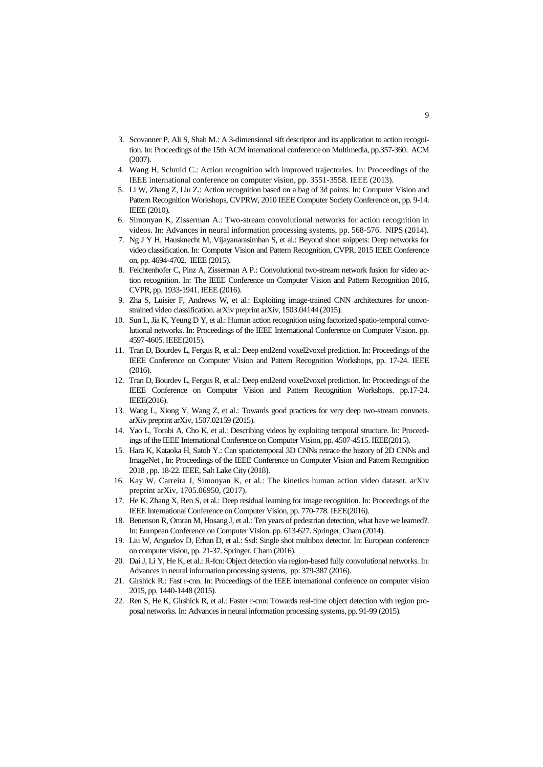3. Scovanner P, Ali S, Shah M.: A 3-dimensional sift descriptor and its application to action recognition. In: Proceedings of the 15th ACM international conference on Multimedia, pp.357-360. ACM (2007).
4. Wang H, Schmid C.: Action recognition with improved trajectories. In: Proceedings of the IEEE international conference on computer vision, pp. 3551-3558. IEEE (2013).
5. Li W, Zhang Z, Liu Z.: Action recognition based on a bag of 3d points. In: Computer Vision and Pattern Recognition Workshops, CVPRW, 2010 IEEE Computer Society Conference on, pp. 9-14. IEEE (2010).
6. Simonyan K, Zisserman A.: Two-stream convolutional networks for action recognition in videos. In: Advances in neural information processing systems, pp. 568-576. NIPS (2014).
7. Ng J Y H, Hausknecht M, Vijayanarasimhan S, et al.: Beyond short snippets: Deep networks for video classification. In: Computer Vision and Pattern Recognition, CVPR, 2015 IEEE Conference on, pp. 4694-4702. IEEE (2015).
8. Feichtenhofer C, Pinz A, Zisserman A P.: Convolutional two-stream network fusion for video action recognition. In: The IEEE Conference on Computer Vision and Pattern Recognition 2016, CVPR, pp. 1933-1941. IEEE (2016).
9. Zha S, Luisier F, Andrews W, et al.: Exploiting image-trained CNN architectures for unconstrained video classification. arXiv preprint arXiv, 1503.04144 (2015).
10. Sun L, Jia K, Yeung D Y, et al.: Human action recognition using factorized spatio-temporal convolutional networks. In: Proceedings of the IEEE International Conference on Computer Vision. pp. 4597-4605. IEEE(2015).
11. Tran D, Bourdev L, Fergus R, et al.: Deep end2end voxel2voxel prediction. In: Proceedings of the IEEE Conference on Computer Vision and Pattern Recognition Workshops, pp. 17-24. IEEE (2016).
12. Tran D, Bourdev L, Fergus R, et al.: Deep end2end voxel2voxel prediction. In: Proceedings of the IEEE Conference on Computer Vision and Pattern Recognition Workshops. pp.17-24. IEEE(2016).
13. Wang L, Xiong Y, Wang Z, et al.: Towards good practices for very deep two-stream convnets. arXiv preprint arXiv, 1507.02159 (2015).
14. Yao L, Torabi A, Cho K, et al.: Describing videos by exploiting temporal structure. In: Proceedings of the IEEE International Conference on Computer Vision, pp. 4507-4515. IEEE(2015).
15. Hara K, Kataoka H, Satoh Y.: Can spatiotemporal 3D CNNs retrace the history of 2D CNNs and ImageNet , In: Proceedings of the IEEE Conference on Computer Vision and Pattern Recognition 2018 , pp. 18-22. IEEE, Salt Lake City (2018).
16. Kay W, Carreira J, Simonyan K, et al.: The kinetics human action video dataset. arXiv preprint arXiv, 1705.06950, (2017).
17. He K, Zhang X, Ren S, et al.: Deep residual learning for image recognition. In: Proceedings of the IEEE International Conference on Computer Vision, pp. 770-778. IEEE(2016).
18. Benenson R, Omran M, Hosang J, et al.: Ten years of pedestrian detection, what have we learned?. In: European Conference on Computer Vision. pp. 613-627. Springer, Cham (2014).
19. Liu W, Anguelov D, Erhan D, et al.: Ssd: Single shot multibox detector. In: European conference on computer vision, pp. 21-37. Springer, Cham (2016).
20. Dai J, Li Y, He K, et al.: R-fcn: Object detection via region-based fully convolutional networks. In: Advances in neural information processing systems, pp: 379-387 (2016).
21. Girshick R.: Fast r-cnn. In: Proceedings of the IEEE international conference on computer vision 2015, pp. 1440-1448 (2015).
22. Ren S, He K, Girshick R, et al.: Faster r-cnn: Towards real-time object detection with region proposal networks. In: Advances in neural information processing systems, pp. 91-99 (2015).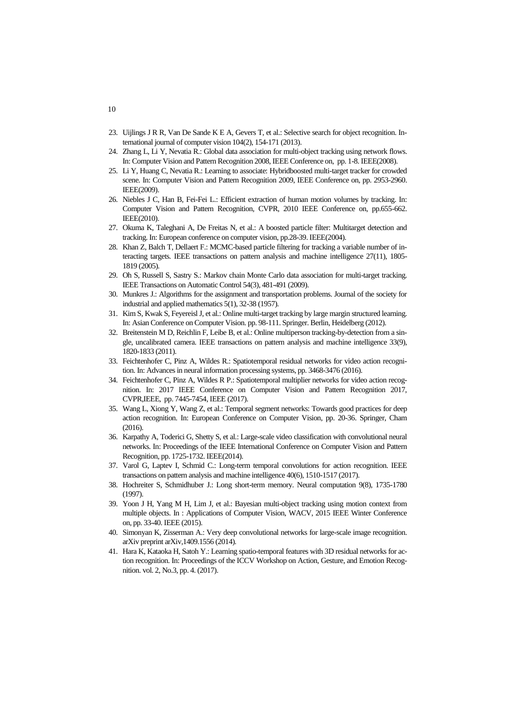23. Uijlings J R R, Van De Sande K E A, Gevers T, et al.: Selective search for object recognition. International journal of computer vision 104(2), 154-171 (2013).
24. Zhang L, Li Y, Nevatia R.: Global data association for multi-object tracking using network flows. In: Computer Vision and Pattern Recognition 2008, IEEE Conference on, pp. 1-8. IEEE(2008).
25. Li Y, Huang C, Nevatia R.: Learning to associate: Hybridboosted multi-target tracker for crowded scene. In: Computer Vision and Pattern Recognition 2009, IEEE Conference on, pp. 2953-2960. IEEE(2009).
26. Niebles J C, Han B, Fei-Fei L.: Efficient extraction of human motion volumes by tracking. In: Computer Vision and Pattern Recognition, CVPR, 2010 IEEE Conference on, pp.655-662. IEEE(2010).
27. Okuma K, Taleghani A, De Freitas N, et al.: A boosted particle filter: Multitarget detection and tracking. In: European conference on computer vision, pp.28-39. IEEE(2004).
28. Khan Z, Balch T, Dellaert F.: MCMC-based particle filtering for tracking a variable number of interacting targets. IEEE transactions on pattern analysis and machine intelligence 27(11), 1805-1819 (2005).
29. Oh S, Russell S, Sastry S.: Markov chain Monte Carlo data association for multi-target tracking. IEEE Transactions on Automatic Control 54(3), 481-491 (2009).
30. Munkres J.: Algorithms for the assignment and transportation problems. Journal of the society for industrial and applied mathematics 5(1), 32-38 (1957).
31. Kim S, Kwak S, Feyereisl J, et al.: Online multi-target tracking by large margin structured learning. In: Asian Conference on Computer Vision. pp. 98-111. Springer. Berlin, Heidelberg (2012).
32. Breitenstein M D, Reichlin F, Leibe B, et al.: Online multiperson tracking-by-detection from a single, uncalibrated camera. IEEE transactions on pattern analysis and machine intelligence 33(9), 1820-1833 (2011).
33. Feichtenhofer C, Pinz A, Wildes R.: Spatiotemporal residual networks for video action recognition. In: Advances in neural information processing systems, pp. 3468-3476 (2016).
34. Feichtenhofer C, Pinz A, Wildes R P.: Spatiotemporal multiplier networks for video action recognition. In: 2017 IEEE Conference on Computer Vision and Pattern Recognition 2017, CVPR,IEEE, pp. 7445-7454, IEEE (2017).
35. Wang L, Xiong Y, Wang Z, et al.: Temporal segment networks: Towards good practices for deep action recognition. In: European Conference on Computer Vision, pp. 20-36. Springer, Cham (2016).
36. Karpathy A, Toderici G, Shetty S, et al.: Large-scale video classification with convolutional neural networks. In: Proceedings of the IEEE International Conference on Computer Vision and Pattern Recognition, pp. 1725-1732. IEEE(2014).
37. Varol G, Laptev I, Schmid C.: Long-term temporal convolutions for action recognition. IEEE transactions on pattern analysis and machine intelligence 40(6), 1510-1517 (2017).
38. Hochreiter S, Schmidhuber J.: Long short-term memory. Neural computation 9(8), 1735-1780 (1997).
39. Yoon J H, Yang M H, Lim J, et al.: Bayesian multi-object tracking using motion context from multiple objects. In : Applications of Computer Vision, WACV, 2015 IEEE Winter Conference on, pp. 33-40. IEEE (2015).
40. Simonyan K, Zisserman A.: Very deep convolutional networks for large-scale image recognition. arXiv preprint arXiv,1409.1556 (2014).
41. Hara K, Kataoka H, Satoh Y.: Learning spatio-temporal features with 3D residual networks for action recognition. In: Proceedings of the ICCV Workshop on Action, Gesture, and Emotion Recognition. vol. 2, No.3, pp. 4. (2017).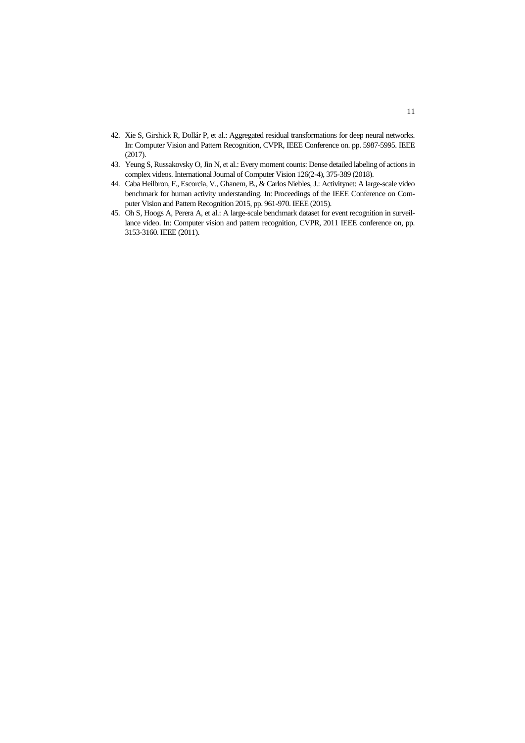42. Xie S, Girshick R, Dollár P, et al.: Aggregated residual transformations for deep neural networks. In: Computer Vision and Pattern Recognition, CVPR, IEEE Conference on. pp. 5987-5995. IEEE (2017).
43. Yeung S, Russakovsky O, Jin N, et al.: Every moment counts: Dense detailed labeling of actions in complex videos. International Journal of Computer Vision 126(2-4), 375-389 (2018).
44. Caba Heilbron, F., Escorcia, V., Ghanem, B., & Carlos Niebles, J.: Activitynet: A large-scale video benchmark for human activity understanding. In: Proceedings of the IEEE Conference on Computer Vision and Pattern Recognition 2015, pp. 961-970. IEEE (2015).
45. Oh S, Hoogs A, Perera A, et al.: A large-scale benchmark dataset for event recognition in surveillance video. In: Computer vision and pattern recognition, CVPR, 2011 IEEE conference on, pp. 3153-3160. IEEE (2011).